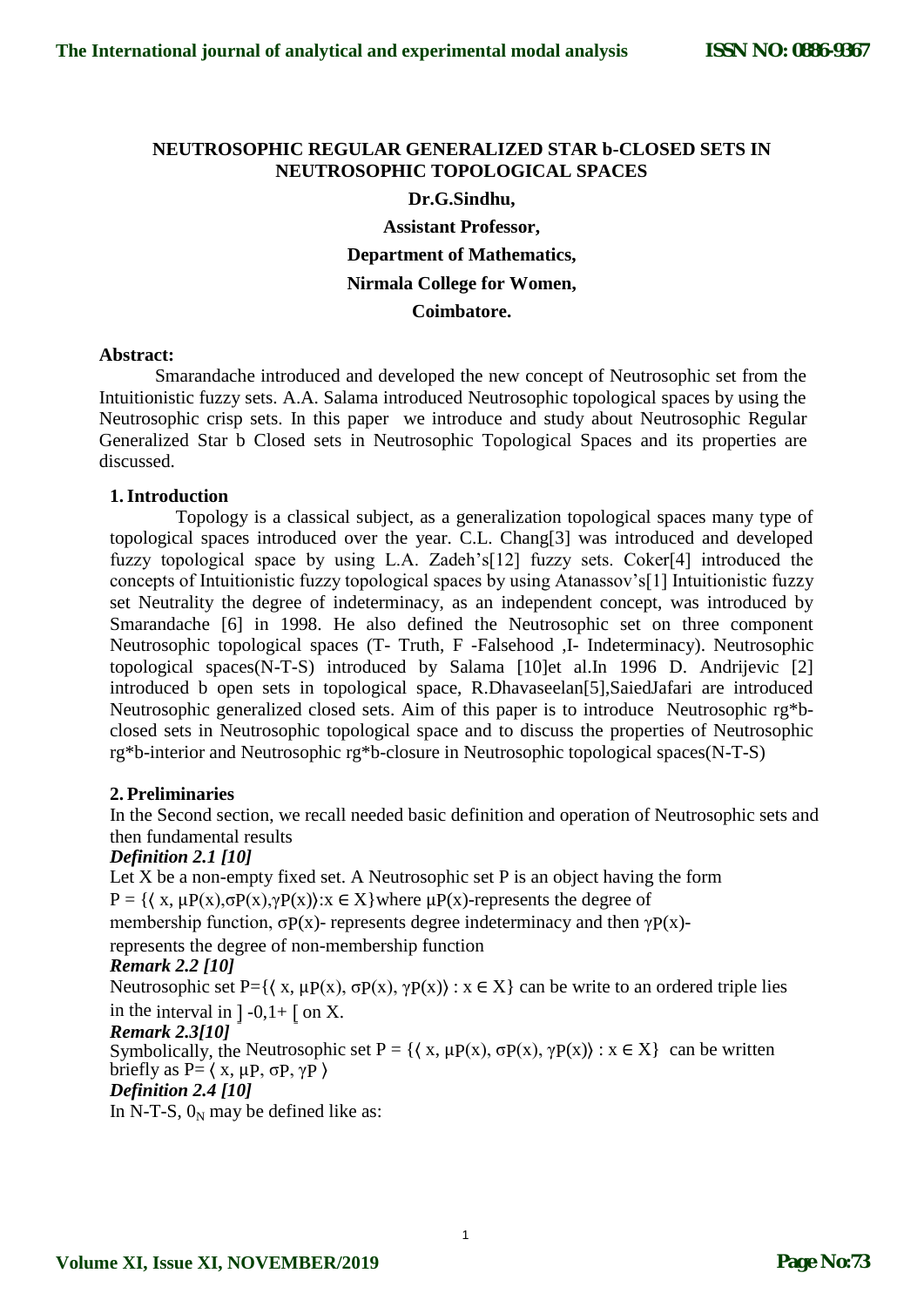# NEUTROSOPHIC REGULAR GENERALIZED STAR b-CLOSED SETS IN NEUTROSOPHIC TOPOLOGICAL SPACES

**Dr.G.Sindhu,**

**Assistant Professor,**

**Department of Mathematics,**

**Nirmala College for Women,**

**Coimbatore.**

**Abstract:**

Smarandache introduced and developed the new concept of Neutrosophic set from the Intuitionistic fuzzy sets. A.A. Salama introduced Neutrosophic topological spaces by using the Neutrosophic crisp sets. In this paper we introduce and study about Neutrosophic Regular Generalized Star b Closed sets in Neutrosophic Topological Spaces and its properties are discussed.

## 1. Introduction

Topology is a classical subject, as a generalization topological spaces many type of topological spaces introduced over the year. C.L. Chang[3] was introduced and developed fuzzy topological space by using L.A. Zadeh's[12] fuzzy sets. Coker[4] introduced the concepts of Intuitionistic fuzzy topological spaces by using Atanassov's[1] Intuitionistic fuzzy set Neutrality the degree of indeterminacy, as an independent concept, was introduced by Smarandache [6] in 1998. He also defined the Neutrosophic set on three component Neutrosophic topological spaces (T- Truth, F -Falsehood ,I- Indeterminacy). Neutrosophic topological spaces(N-T-S) introduced by Salama [10]et al.In 1996 D. Andrijevic [2] introduced b open sets in topological space, R.Dhavaseelan[5],SaiedJafari are introduced Neutrosophic generalized closed sets. Aim of this paper is to introduce Neutrosophic rg*b-closed sets in Neutrosophic topological space and to discuss the properties of Neutrosophic rg*b-interior and Neutrosophic rg*b-closure in Neutrosophic topological spaces(N-T-S)

## 2. Preliminaries

In the Second section, we recall needed basic definition and operation of Neutrosophic sets and then fundamental results

***Definition 2.1 [10]***

Let X be a non-empty fixed set. A Neutrosophic set P is an object having the form $P = \{\langle x, \mu_P(x),\sigma_P(x),\gamma_P(x)\rangle : x \in X\}$ where $\mu_P(x)$-represents the degree of membership function, $\sigma_P(x)$- represents degree indeterminacy and then $\gamma_P(x)$-represents the degree of non-membership function

***Remark 2.2 [10]***

Neutrosophic set $P=\{\langle x, \mu_P(x), \sigma_P(x), \gamma_P(x)\rangle : x \in X\}$ can be write to an ordered triple lies in the interval in $]\,{}^{-}0,1^{+}[$ on X.

***Remark 2.3[10]***

Symbolically, the Neutrosophic set $P = \{\langle x, \mu_P(x), \sigma_P(x), \gamma_P(x)\rangle : x \in X\}$ can be written briefly as $P= \langle x, \mu_P, \sigma_P, \gamma_P \rangle$

***Definition 2.4 [10]***

In N-T-S, $0_N$ may be defined like as: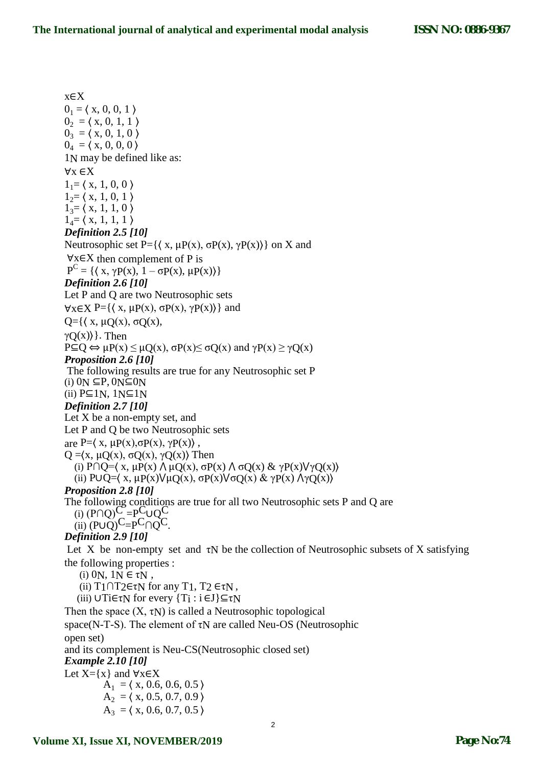$x \in X$

$0_1 = \langle x, 0, 0, 1 \rangle$

$0_2 = \langle x, 0, 1, 1 \rangle$

$0_3 = \langle x, 0, 1, 0 \rangle$

$0_4 = \langle x, 0, 0, 0 \rangle$

$1_N$ may be defined like as:

$\forall x \in X$

$1_1 = \langle x, 1, 0, 0 \rangle$

$1_2 = \langle x, 1, 0, 1 \rangle$

$1_3 = \langle x, 1, 1, 0 \rangle$

$1_4 = \langle x, 1, 1, 1 \rangle$

***Definition 2.5 [10]***

Neutrosophic set $P = \{\langle x, \mu P(x), \sigma P(x), \gamma P(x)\rangle\}$ on X and $\forall x \in X$ then complement of P is

$P^C = \{\langle x, \gamma P(x), 1 - \sigma P(x), \mu P(x)\rangle\}$

***Definition 2.6 [10]***

Let P and Q are two Neutrosophic sets

$\forall x \in X$ $P = \{\langle x, \mu P(x), \sigma P(x), \gamma P(x)\rangle\}$ and

$Q = \{\langle x, \mu Q(x), \sigma Q(x), \gamma Q(x)\rangle\}$. Then

$P \subseteq Q \Leftrightarrow \mu P(x) \leq \mu Q(x)$, $\sigma P(x) \leq \sigma Q(x)$ and $\gamma P(x) \geq \gamma Q(x)$

***Proposition 2.6 [10]***

The following results are true for any Neutrosophic set P

(i) $0_N \subseteq P$, $0_N \subseteq 0_N$

(ii) $P \subseteq 1_N$, $1_N \subseteq 1_N$

***Definition 2.7 [10]***

Let X be a non-empty set, and

Let P and Q be two Neutrosophic sets

are $P = \langle x, \mu P(x), \sigma P(x), \gamma P(x)\rangle$,

$Q = \langle x, \mu Q(x), \sigma Q(x), \gamma Q(x)\rangle$ Then

(i) $P \cap Q = \langle x, \mu P(x) \wedge \mu Q(x), \sigma P(x) \wedge \sigma Q(x)$ & $\gamma P(x) \vee \gamma Q(x)\rangle$

(ii) $P \cup Q = \langle x, \mu P(x) \vee \mu Q(x), \sigma P(x) \vee \sigma Q(x)$ & $\gamma P(x) \wedge \gamma Q(x)\rangle$

***Proposition 2.8 [10]***

The following conditions are true for all two Neutrosophic sets P and Q are

(i) $(P \cap Q)^C = P^C \cup Q^C$

(ii) $(P \cup Q)^C = P^C \cap Q^C$.

***Definition 2.9 [10]***

Let X be non-empty set and $\tau_N$ be the collection of Neutrosophic subsets of X satisfying the following properties :

(i) $0_N, 1_N \in \tau_N$ ,

(ii) $T_1 \cap T_2 \in \tau_N$ for any $T_1, T_2 \in \tau_N$ ,

(iii) $\cup T_i \in \tau_N$ for every $\{T_i : i \in J\} \subseteq \tau_N$

Then the space $(X, \tau_N)$ is called a Neutrosophic topological space(N-T-S). The element of $\tau_N$ are called Neu-OS (Neutrosophic open set)

and its complement is Neu-CS(Neutrosophic closed set)

***Example 2.10 [10]***

Let $X = \{x\}$ and $\forall x \in X$

$A_1 = \langle x, 0.6, 0.6, 0.5 \rangle$

$A_2 = \langle x, 0.5, 0.7, 0.9 \rangle$

$A_3 = \langle x, 0.6, 0.7, 0.5 \rangle$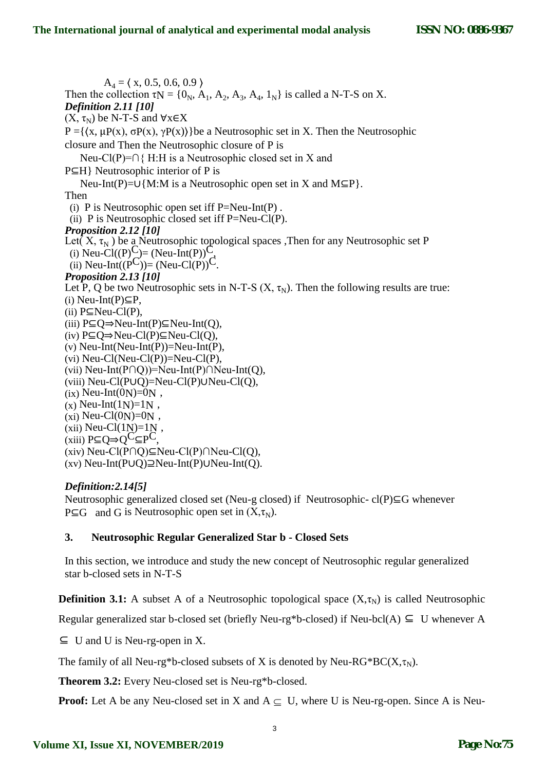$A_4 = \langle x, 0.5, 0.6, 0.9 \rangle$

Then the collection $\tau N = \{0_N, A_1, A_2, A_3, A_4, 1_N\}$ is called a N-T-S on X.

***Definition 2.11 [10]***

$(X, \tau_N)$ be N-T-S and $\forall x \in X$

$P = \{\langle x, \mu P(x), \sigma P(x), \gamma P(x)\rangle\}$be a Neutrosophic set in X. Then the Neutrosophic closure and Then the Neutrosophic closure of P is

Neu-Cl(P)=$\cap$\{ H:H is a Neutrosophic closed set in X and P$\subseteq$H\} Neutrosophic interior of P is

Neu-Int(P)=$\cup$\{M:M is a Neutrosophic open set in X and M$\subseteq$P\}.

Then

(i) P is Neutrosophic open set iff P=Neu-Int(P) .

(ii) P is Neutrosophic closed set iff P=Neu-Cl(P).

***Proposition 2.12 [10]***

Let( X, $\tau_N$ ) be a Neutrosophic topological spaces ,Then for any Neutrosophic set P

(i) Neu-Cl($(P)^C$)= $(\text{Neu-Int}(P))^C$,

(ii) Neu-Int($(P^C)$)= $(\text{Neu-Cl}(P))^C$.

***Proposition 2.13 [10]***

Let P, Q be two Neutrosophic sets in N-T-S $(X, \tau_N)$. Then the following results are true:

(i) Neu-Int(P)$\subseteq$P,

(ii) P$\subseteq$Neu-Cl(P),

(iii) P$\subseteq$Q$\Rightarrow$Neu-Int(P)$\subseteq$Neu-Int(Q),

(iv) P$\subseteq$Q$\Rightarrow$Neu-Cl(P)$\subseteq$Neu-Cl(Q),

(v) Neu-Int(Neu-Int(P))=Neu-Int(P),

(vi) Neu-Cl(Neu-Cl(P))=Neu-Cl(P),

(vii) Neu-Int(P$\cap$Q))=Neu-Int(P)$\cap$Neu-Int(Q),

(viii) Neu-Cl(P$\cup$Q)=Neu-Cl(P)$\cup$Neu-Cl(Q),

(ix) Neu-Int($0_N$)=$0_N$ ,

(x) Neu-Int($1_N$)=$1_N$ ,

(xi) Neu-Cl($0_N$)=$0_N$ ,

(xii) Neu-Cl($1_N$)=$1_N$ ,

(xiii) P$\subseteq$Q$\Rightarrow Q^C\subseteq P^C$,

(xiv) Neu-Cl(P$\cap$Q)$\subseteq$Neu-Cl(P)$\cap$Neu-Cl(Q),

(xv) Neu-Int(P$\cup$Q)$\supseteq$Neu-Int(P)$\cup$Neu-Int(Q).

***Definition:2.14[5]***

Neutrosophic generalized closed set (Neu-g closed) if Neutrosophic- cl(P)$\subseteq$G whenever P$\subseteq$G and G is Neutrosophic open set in $(X,\tau_N)$.

## 3. Neutrosophic Regular Generalized Star b - Closed Sets

In this section, we introduce and study the new concept of Neutrosophic regular generalized star b-closed sets in N-T-S

**Definition 3.1:** A subset A of a Neutrosophic topological space $(X,\tau_N)$ is called Neutrosophic Regular generalized star b-closed set (briefly Neu-rg*b-closed) if Neu-bcl(A) $\subseteq$ U whenever A $\subseteq$ U and U is Neu-rg-open in X.

The family of all Neu-rg*b-closed subsets of X is denoted by Neu-RG*BC$(X,\tau_N)$.

**Theorem 3.2:** Every Neu-closed set is Neu-rg*b-closed.

**Proof:** Let A be any Neu-closed set in X and A $\subseteq$ U, where U is Neu-rg-open. Since A is Neu-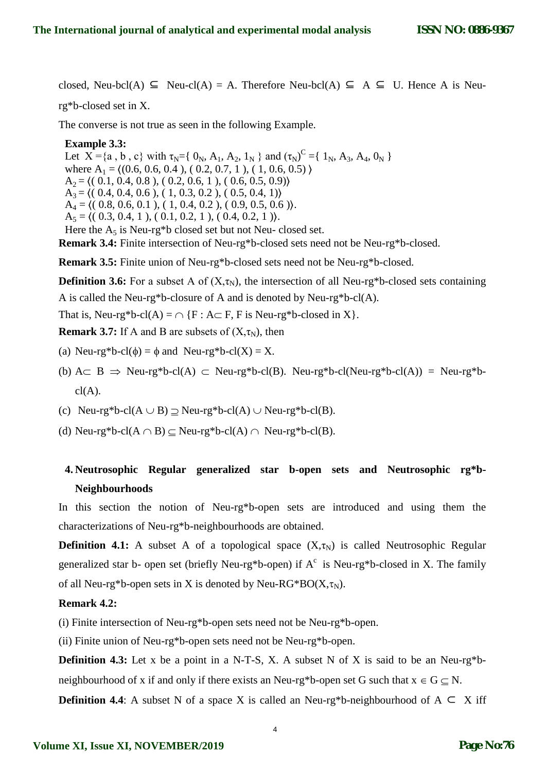closed, Neu-bcl(A) $\subseteq$ Neu-cl(A) = A. Therefore Neu-bcl(A) $\subseteq$ A $\subseteq$ U. Hence A is Neu-rg*b-closed set in X.

The converse is not true as seen in the following Example.

**Example 3.3:**
Let $X = \{a, b, c\}$ with $\tau_N = \{0_N, A_1, A_2, 1_N\}$ and $(\tau_N)^C = \{1_N, A_3, A_4, 0_N\}$
where $A_1 = \langle(0.6, 0.6, 0.4), (0.2, 0.7, 1), (1, 0.6, 0.5)\rangle$
$A_2 = \langle(0.1, 0.4, 0.8), (0.2, 0.6, 1), (0.6, 0.5, 0.9)\rangle$
$A_3 = \langle(0.4, 0.4, 0.6), (1, 0.3, 0.2), (0.5, 0.4, 1)\rangle$
$A_4 = \langle(0.8, 0.6, 0.1), (1, 0.4, 0.2), (0.9, 0.5, 0.6)\rangle$.
$A_5 = \langle(0.3, 0.4, 1), (0.1, 0.2, 1), (0.4, 0.2, 1)\rangle$.
Here the $A_5$ is Neu-rg*b closed set but not Neu- closed set.

**Remark 3.4:** Finite intersection of Neu-rg*b-closed sets need not be Neu-rg*b-closed.

**Remark 3.5:** Finite union of Neu-rg*b-closed sets need not be Neu-rg*b-closed.

**Definition 3.6:** For a subset A of $(X,\tau_N)$, the intersection of all Neu-rg*b-closed sets containing A is called the Neu-rg*b-closure of A and is denoted by Neu-rg*b-cl(A).

That is, Neu-rg*b-cl(A) = $\cap$ {F : A$\subset$ F, F is Neu-rg*b-closed in X}.

**Remark 3.7:** If A and B are subsets of $(X,\tau_N)$, then

(a) Neu-rg*b-cl($\phi$) = $\phi$ and Neu-rg*b-cl(X) = X.

(b) A$\subset$ B $\Rightarrow$ Neu-rg*b-cl(A) $\subset$ Neu-rg*b-cl(B). Neu-rg*b-cl(Neu-rg*b-cl(A)) = Neu-rg*b-cl(A).

(c) Neu-rg*b-cl(A $\cup$ B) $\supseteq$ Neu-rg*b-cl(A) $\cup$ Neu-rg*b-cl(B).

(d) Neu-rg*b-cl(A $\cap$ B) $\subseteq$ Neu-rg*b-cl(A) $\cap$ Neu-rg*b-cl(B).

## 4. Neutrosophic Regular generalized star b-open sets and Neutrosophic rg*b-Neighbourhoods

In this section the notion of Neu-rg*b-open sets are introduced and using them the characterizations of Neu-rg*b-neighbourhoods are obtained.

**Definition 4.1:** A subset A of a topological space $(X,\tau_N)$ is called Neutrosophic Regular generalized star b- open set (briefly Neu-rg*b-open) if $A^c$ is Neu-rg*b-closed in X. The family of all Neu-rg*b-open sets in X is denoted by Neu-RG*BO$(X,\tau_N)$.

**Remark 4.2:**

(i) Finite intersection of Neu-rg*b-open sets need not be Neu-rg*b-open.

(ii) Finite union of Neu-rg*b-open sets need not be Neu-rg*b-open.

**Definition 4.3:** Let x be a point in a N-T-S, X. A subset N of X is said to be an Neu-rg*b-neighbourhood of x if and only if there exists an Neu-rg*b-open set G such that x $\in$ G $\subseteq$ N.

**Definition 4.4**: A subset N of a space X is called an Neu-rg*b-neighbourhood of A $\subset$ X iff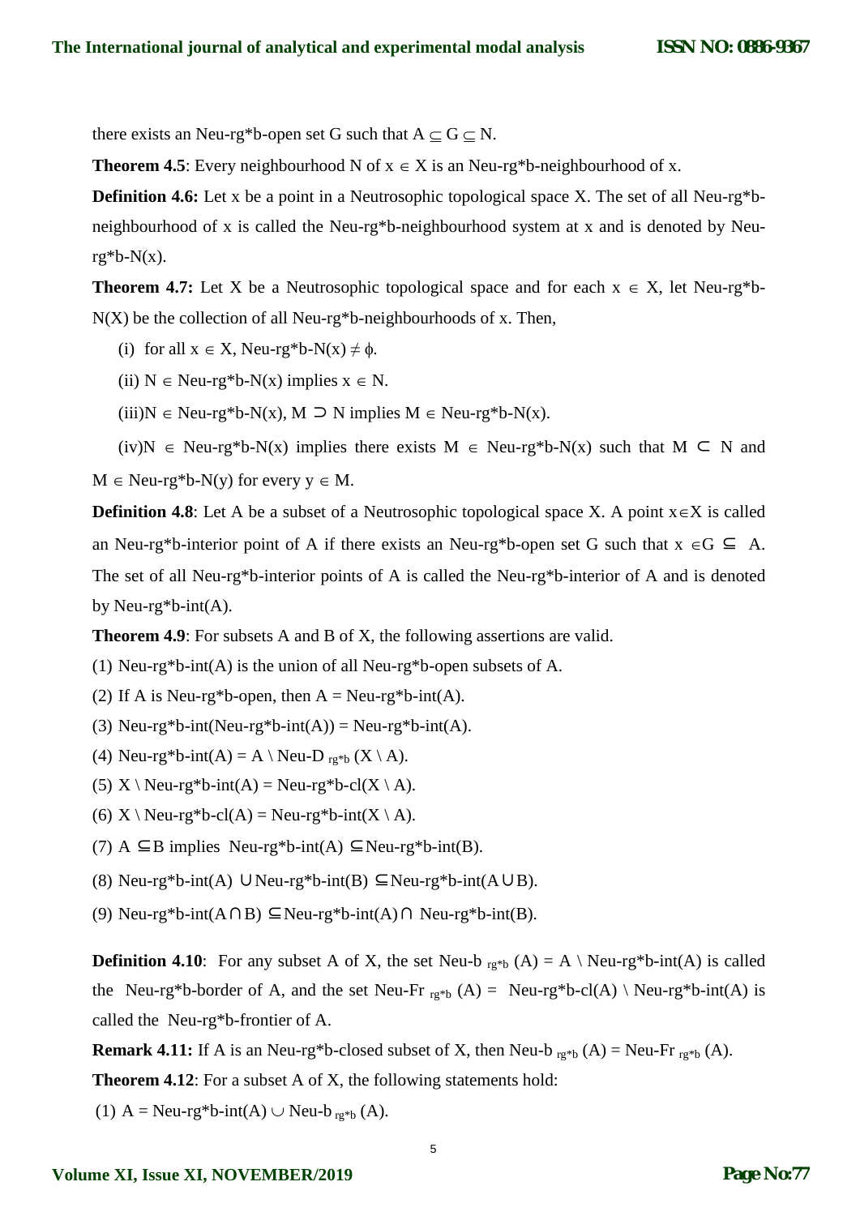there exists an Neu-rg*b-open set G such that $A \subseteq G \subseteq N$.

**Theorem 4.5**: Every neighbourhood N of $x \in X$ is an Neu-rg*b-neighbourhood of x.

**Definition 4.6:** Let x be a point in a Neutrosophic topological space X. The set of all Neu-rg*b-neighbourhood of x is called the Neu-rg*b-neighbourhood system at x and is denoted by Neu-rg*b-N(x).

**Theorem 4.7:** Let X be a Neutrosophic topological space and for each $x \in X$, let Neu-rg*b-N(X) be the collection of all Neu-rg*b-neighbourhoods of x. Then,

(i) for all $x \in X$, Neu-rg*b-N(x) $\neq \phi$.

(ii) $N \in$ Neu-rg*b-N(x) implies $x \in N$.

(iii) $N \in$ Neu-rg*b-N(x), $M \supset N$ implies $M \in$ Neu-rg*b-N(x).

(iv) $N \in$ Neu-rg*b-N(x) implies there exists $M \in$ Neu-rg*b-N(x) such that $M \subset N$ and $M \in$ Neu-rg*b-N(y) for every $y \in M$.

**Definition 4.8**: Let A be a subset of a Neutrosophic topological space X. A point $x \in X$ is called an Neu-rg*b-interior point of A if there exists an Neu-rg*b-open set G such that $x \in G \subseteq A$. The set of all Neu-rg*b-interior points of A is called the Neu-rg*b-interior of A and is denoted by Neu-rg*b-int(A).

**Theorem 4.9**: For subsets A and B of X, the following assertions are valid.

(1) Neu-rg*b-int(A) is the union of all Neu-rg*b-open subsets of A.

(2) If A is Neu-rg*b-open, then A = Neu-rg*b-int(A).

(3) Neu-rg*b-int(Neu-rg*b-int(A)) = Neu-rg*b-int(A).

(4) Neu-rg*b-int(A) = A \ Neu-$D_{rg*b}$ (X \ A).

(5) X \ Neu-rg*b-int(A) = Neu-rg*b-cl(X \ A).

(6) X \ Neu-rg*b-cl(A) = Neu-rg*b-int(X \ A).

(7) $A \subseteq B$ implies Neu-rg*b-int(A) $\subseteq$ Neu-rg*b-int(B).

(8) Neu-rg*b-int(A) $\cup$ Neu-rg*b-int(B) $\subseteq$ Neu-rg*b-int($A \cup B$).

(9) Neu-rg*b-int($A \cap B$) $\subseteq$ Neu-rg*b-int(A) $\cap$ Neu-rg*b-int(B).

**Definition 4.10**: For any subset A of X, the set Neu-$b_{rg*b}$ (A) = A \ Neu-rg*b-int(A) is called the Neu-rg*b-border of A, and the set Neu-$Fr_{rg*b}$ (A) = Neu-rg*b-cl(A) \ Neu-rg*b-int(A) is called the Neu-rg*b-frontier of A.

**Remark 4.11:** If A is an Neu-rg*b-closed subset of X, then Neu-$b_{rg*b}$ (A) = Neu-$Fr_{rg*b}$ (A).

**Theorem 4.12**: For a subset A of X, the following statements hold:

(1) A = Neu-rg*b-int(A) $\cup$ Neu-$b_{rg*b}$ (A).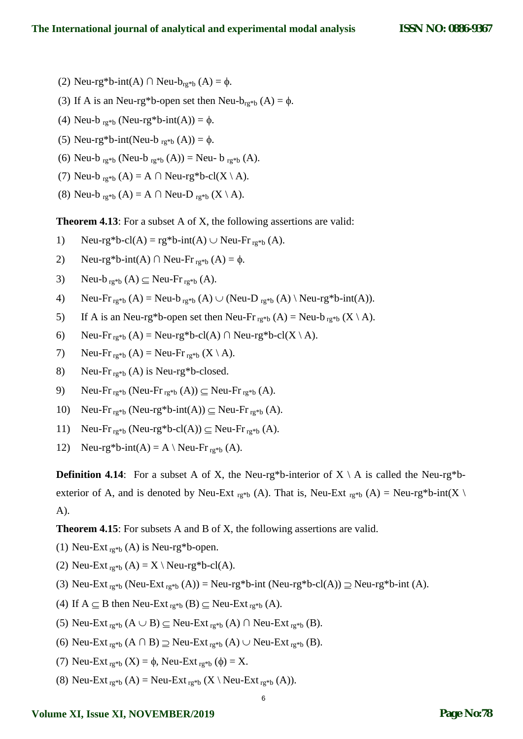(2) Neu-rg*b-int(A) ∩ Neu-$b_{rg*b}$ (A) = ϕ.

(3) If A is an Neu-rg*b-open set then Neu-$b_{rg*b}$ (A) = ϕ.

(4) Neu-$b_{rg*b}$ (Neu-rg*b-int(A)) = ϕ.

(5) Neu-rg*b-int(Neu-$b_{rg*b}$ (A)) = ϕ.

(6) Neu-$b_{rg*b}$ (Neu-$b_{rg*b}$ (A)) = Neu- $b_{rg*b}$ (A).

(7) Neu-$b_{rg*b}$ (A) = A ∩ Neu-rg*b-cl(X \ A).

(8) Neu-$b_{rg*b}$ (A) = A ∩ Neu-$D_{rg*b}$ (X \ A).

**Theorem 4.13**: For a subset A of X, the following assertions are valid:

1) Neu-rg*b-cl(A) = rg*b-int(A) ∪ Neu-$Fr_{rg*b}$ (A).

2) Neu-rg*b-int(A) ∩ Neu-$Fr_{rg*b}$ (A) = ϕ.

3) Neu-$b_{rg*b}$ (A) ⊆ Neu-$Fr_{rg*b}$ (A).

4) Neu-$Fr_{rg*b}$ (A) = Neu-$b_{rg*b}$ (A) ∪ (Neu-$D_{rg*b}$ (A) \ Neu-rg*b-int(A)).

5) If A is an Neu-rg*b-open set then Neu-$Fr_{rg*b}$ (A) = Neu-$b_{rg*b}$ (X \ A).

6) Neu-$Fr_{rg*b}$ (A) = Neu-rg*b-cl(A) ∩ Neu-rg*b-cl(X \ A).

7) Neu-$Fr_{rg*b}$ (A) = Neu-$Fr_{rg*b}$ (X \ A).

8) Neu-$Fr_{rg*b}$ (A) is Neu-rg*b-closed.

9) Neu-$Fr_{rg*b}$ (Neu-$Fr_{rg*b}$ (A)) ⊆ Neu-$Fr_{rg*b}$ (A).

10) Neu-$Fr_{rg*b}$ (Neu-rg*b-int(A)) ⊆ Neu-$Fr_{rg*b}$ (A).

11) Neu-$Fr_{rg*b}$ (Neu-rg*b-cl(A)) ⊆ Neu-$Fr_{rg*b}$ (A).

12) Neu-rg*b-int(A) = A \ Neu-$Fr_{rg*b}$ (A).

**Definition 4.14**: For a subset A of X, the Neu-rg*b-interior of X \ A is called the Neu-rg*b-exterior of A, and is denoted by Neu-$Ext_{rg*b}$ (A). That is, Neu-$Ext_{rg*b}$ (A) = Neu-rg*b-int(X \ A).

**Theorem 4.15**: For subsets A and B of X, the following assertions are valid.

(1) Neu-$Ext_{rg*b}$ (A) is Neu-rg*b-open.

(2) Neu-$Ext_{rg*b}$ (A) = X \ Neu-rg*b-cl(A).

(3) Neu-$Ext_{rg*b}$ (Neu-$Ext_{rg*b}$ (A)) = Neu-rg*b-int (Neu-rg*b-cl(A)) ⊇ Neu-rg*b-int (A).

(4) If A ⊆ B then Neu-$Ext_{rg*b}$ (B) ⊆ Neu-$Ext_{rg*b}$ (A).

(5) Neu-$Ext_{rg*b}$ (A ∪ B) ⊆ Neu-$Ext_{rg*b}$ (A) ∩ Neu-$Ext_{rg*b}$ (B).

(6) Neu-$Ext_{rg*b}$ (A ∩ B) ⊇ Neu-$Ext_{rg*b}$ (A) ∪ Neu-$Ext_{rg*b}$ (B).

(7) Neu-$Ext_{rg*b}$ (X) = ϕ, Neu-$Ext_{rg*b}$ (ϕ) = X.

(8) Neu-$Ext_{rg*b}$ (A) = Neu-$Ext_{rg*b}$ (X \ Neu-$Ext_{rg*b}$ (A)).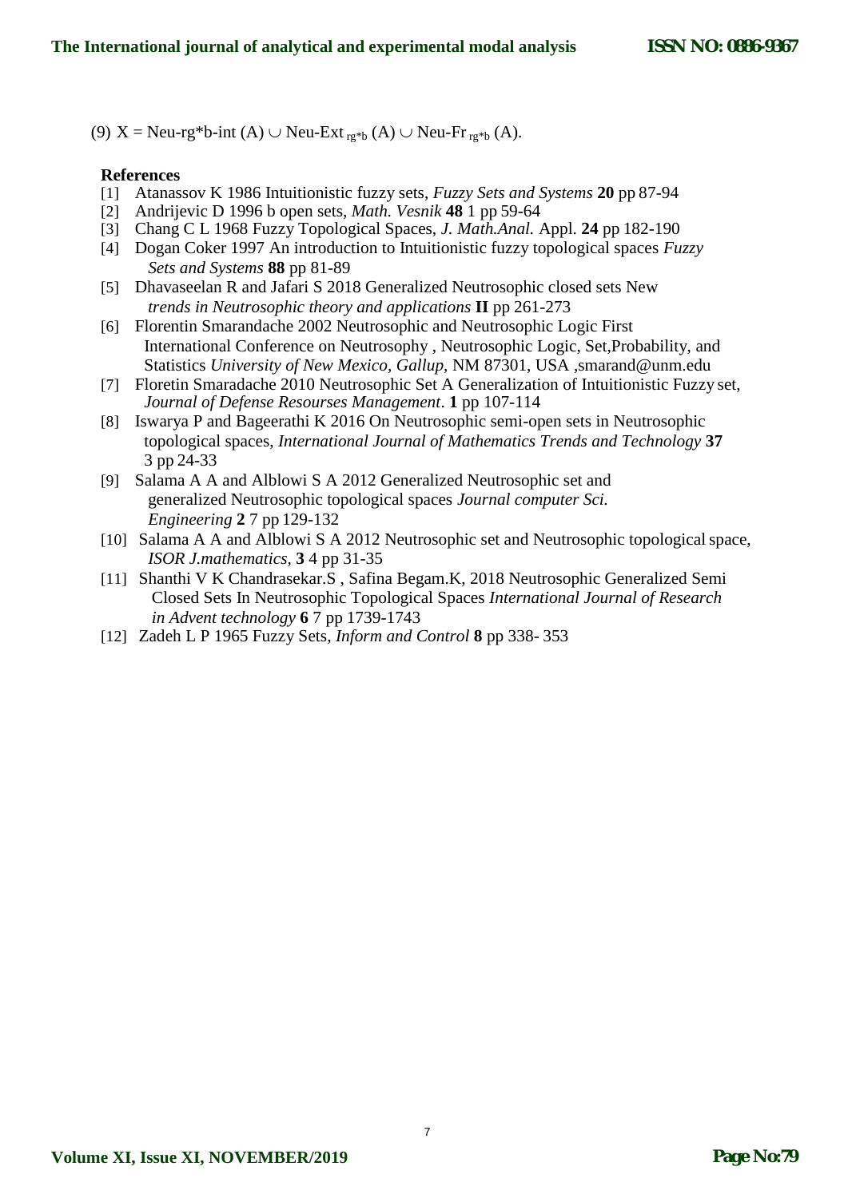(9) $X = \text{Neu-rg*b-int}(A) \cup \text{Neu-Ext}_{rg*b}(A) \cup \text{Neu-Fr}_{rg*b}(A)$.

## References

[1] Atanassov K 1986 Intuitionistic fuzzy sets, *Fuzzy Sets and Systems* **20** pp 87-94

[2] Andrijevic D 1996 b open sets, *Math. Vesnik* **48** 1 pp 59-64

[3] Chang C L 1968 Fuzzy Topological Spaces, *J. Math.Anal.* Appl. **24** pp 182-190

[4] Dogan Coker 1997 An introduction to Intuitionistic fuzzy topological spaces *Fuzzy Sets and Systems* **88** pp 81-89

[5] Dhavaseelan R and Jafari S 2018 Generalized Neutrosophic closed sets New *trends in Neutrosophic theory and applications* **II** pp 261-273

[6] Florentin Smarandache 2002 Neutrosophic and Neutrosophic Logic First International Conference on Neutrosophy , Neutrosophic Logic, Set,Probability, and Statistics *University of New Mexico, Gallup*, NM 87301, USA ,smarand@unm.edu

[7] Floretin Smaradache 2010 Neutrosophic Set A Generalization of Intuitionistic Fuzzy set, *Journal of Defense Resourses Management*. **1** pp 107-114

[8] Iswarya P and Bageerathi K 2016 On Neutrosophic semi-open sets in Neutrosophic topological spaces, *International Journal of Mathematics Trends and Technology* **37** 3 pp 24-33

[9] Salama A A and Alblowi S A 2012 Generalized Neutrosophic set and generalized Neutrosophic topological spaces *Journal computer Sci. Engineering* **2** 7 pp 129-132

[10] Salama A A and Alblowi S A 2012 Neutrosophic set and Neutrosophic topological space, *ISOR J.mathematics*, **3** 4 pp 31-35

[11] Shanthi V K Chandrasekar.S , Safina Begam.K, 2018 Neutrosophic Generalized Semi Closed Sets In Neutrosophic Topological Spaces *International Journal of Research in Advent technology* **6** 7 pp 1739-1743

[12] Zadeh L P 1965 Fuzzy Sets, *Inform and Control* **8** pp 338- 353